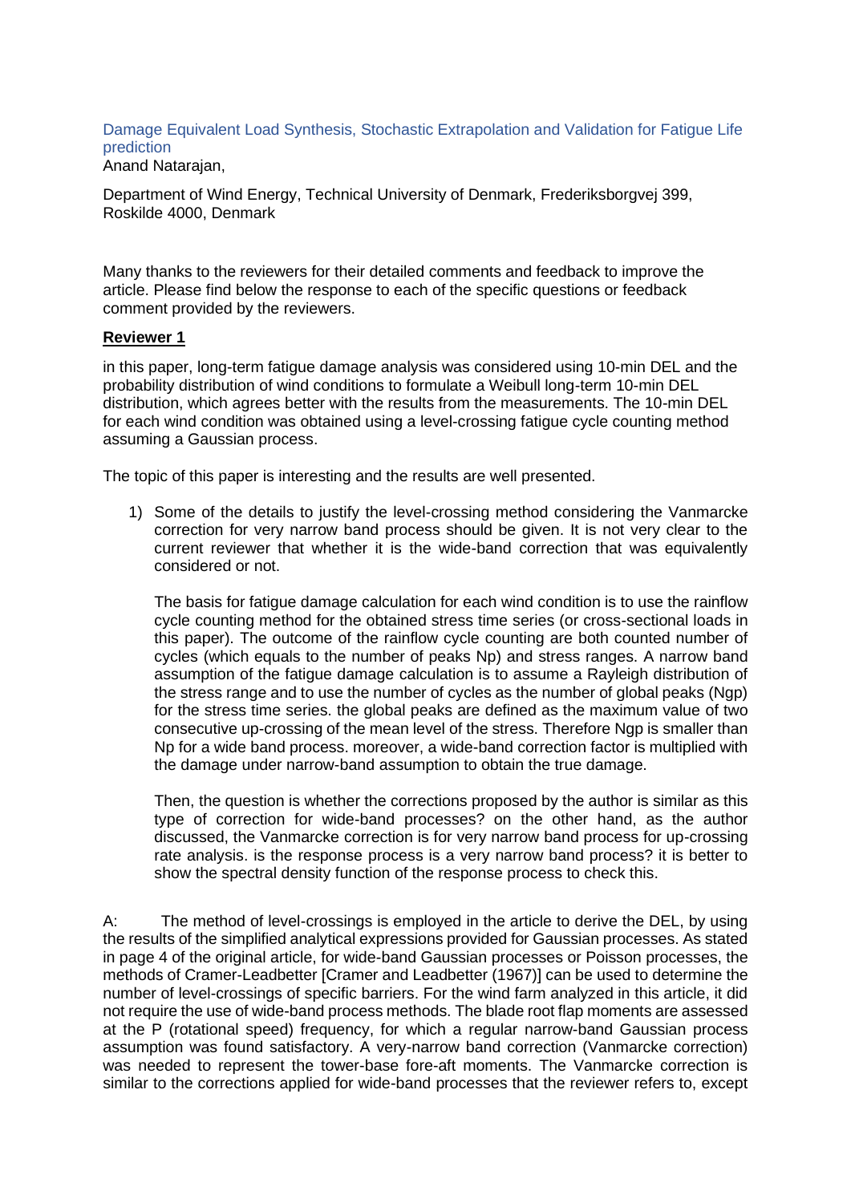# Damage Equivalent Load Synthesis, Stochastic Extrapolation and Validation for Fatigue Life prediction

Anand Natarajan,

Department of Wind Energy, Technical University of Denmark, Frederiksborgvej 399, Roskilde 4000, Denmark

Many thanks to the reviewers for their detailed comments and feedback to improve the article. Please find below the response to each of the specific questions or feedback comment provided by the reviewers.

**<u>Reviewer 1</u>**

in this paper, long-term fatigue damage analysis was considered using 10-min DEL and the probability distribution of wind conditions to formulate a Weibull long-term 10-min DEL distribution, which agrees better with the results from the measurements. The 10-min DEL for each wind condition was obtained using a level-crossing fatigue cycle counting method assuming a Gaussian process.

The topic of this paper is interesting and the results are well presented.

1) Some of the details to justify the level-crossing method considering the Vanmarcke correction for very narrow band process should be given. It is not very clear to the current reviewer that whether it is the wide-band correction that was equivalently considered or not.

   The basis for fatigue damage calculation for each wind condition is to use the rainflow cycle counting method for the obtained stress time series (or cross-sectional loads in this paper). The outcome of the rainflow cycle counting are both counted number of cycles (which equals to the number of peaks Np) and stress ranges. A narrow band assumption of the fatigue damage calculation is to assume a Rayleigh distribution of the stress range and to use the number of cycles as the number of global peaks (Ngp) for the stress time series. the global peaks are defined as the maximum value of two consecutive up-crossing of the mean level of the stress. Therefore Ngp is smaller than Np for a wide band process. moreover, a wide-band correction factor is multiplied with the damage under narrow-band assumption to obtain the true damage.

   Then, the question is whether the corrections proposed by the author is similar as this type of correction for wide-band processes? on the other hand, as the author discussed, the Vanmarcke correction is for very narrow band process for up-crossing rate analysis. is the response process is a very narrow band process? it is better to show the spectral density function of the response process to check this.

A: The method of level-crossings is employed in the article to derive the DEL, by using the results of the simplified analytical expressions provided for Gaussian processes. As stated in page 4 of the original article, for wide-band Gaussian processes or Poisson processes, the methods of Cramer-Leadbetter [Cramer and Leadbetter (1967)] can be used to determine the number of level-crossings of specific barriers. For the wind farm analyzed in this article, it did not require the use of wide-band process methods. The blade root flap moments are assessed at the P (rotational speed) frequency, for which a regular narrow-band Gaussian process assumption was found satisfactory. A very-narrow band correction (Vanmarcke correction) was needed to represent the tower-base fore-aft moments. The Vanmarcke correction is similar to the corrections applied for wide-band processes that the reviewer refers to, except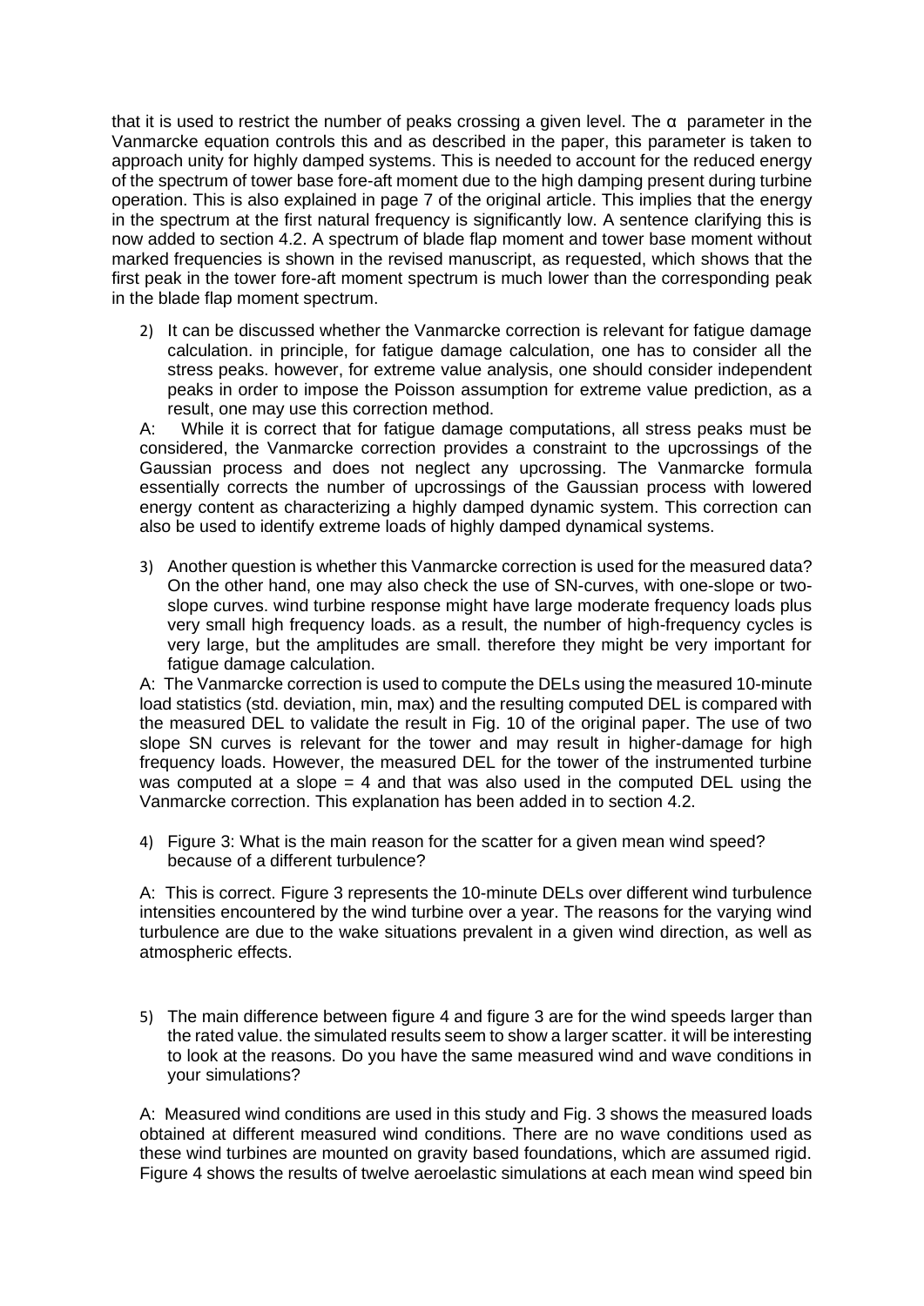that it is used to restrict the number of peaks crossing a given level. The α parameter in the Vanmarcke equation controls this and as described in the paper, this parameter is taken to approach unity for highly damped systems. This is needed to account for the reduced energy of the spectrum of tower base fore-aft moment due to the high damping present during turbine operation. This is also explained in page 7 of the original article. This implies that the energy in the spectrum at the first natural frequency is significantly low. A sentence clarifying this is now added to section 4.2. A spectrum of blade flap moment and tower base moment without marked frequencies is shown in the revised manuscript, as requested, which shows that the first peak in the tower fore-aft moment spectrum is much lower than the corresponding peak in the blade flap moment spectrum.

2) It can be discussed whether the Vanmarcke correction is relevant for fatigue damage calculation. in principle, for fatigue damage calculation, one has to consider all the stress peaks. however, for extreme value analysis, one should consider independent peaks in order to impose the Poisson assumption for extreme value prediction, as a result, one may use this correction method.

A: While it is correct that for fatigue damage computations, all stress peaks must be considered, the Vanmarcke correction provides a constraint to the upcrossings of the Gaussian process and does not neglect any upcrossing. The Vanmarcke formula essentially corrects the number of upcrossings of the Gaussian process with lowered energy content as characterizing a highly damped dynamic system. This correction can also be used to identify extreme loads of highly damped dynamical systems.

3) Another question is whether this Vanmarcke correction is used for the measured data? On the other hand, one may also check the use of SN-curves, with one-slope or two-slope curves. wind turbine response might have large moderate frequency loads plus very small high frequency loads. as a result, the number of high-frequency cycles is very large, but the amplitudes are small. therefore they might be very important for fatigue damage calculation.

A: The Vanmarcke correction is used to compute the DELs using the measured 10-minute load statistics (std. deviation, min, max) and the resulting computed DEL is compared with the measured DEL to validate the result in Fig. 10 of the original paper. The use of two slope SN curves is relevant for the tower and may result in higher-damage for high frequency loads. However, the measured DEL for the tower of the instrumented turbine was computed at a slope = 4 and that was also used in the computed DEL using the Vanmarcke correction. This explanation has been added in to section 4.2.

4) Figure 3: What is the main reason for the scatter for a given mean wind speed? because of a different turbulence?

A: This is correct. Figure 3 represents the 10-minute DELs over different wind turbulence intensities encountered by the wind turbine over a year. The reasons for the varying wind turbulence are due to the wake situations prevalent in a given wind direction, as well as atmospheric effects.

5) The main difference between figure 4 and figure 3 are for the wind speeds larger than the rated value. the simulated results seem to show a larger scatter. it will be interesting to look at the reasons. Do you have the same measured wind and wave conditions in your simulations?

A: Measured wind conditions are used in this study and Fig. 3 shows the measured loads obtained at different measured wind conditions. There are no wave conditions used as these wind turbines are mounted on gravity based foundations, which are assumed rigid. Figure 4 shows the results of twelve aeroelastic simulations at each mean wind speed bin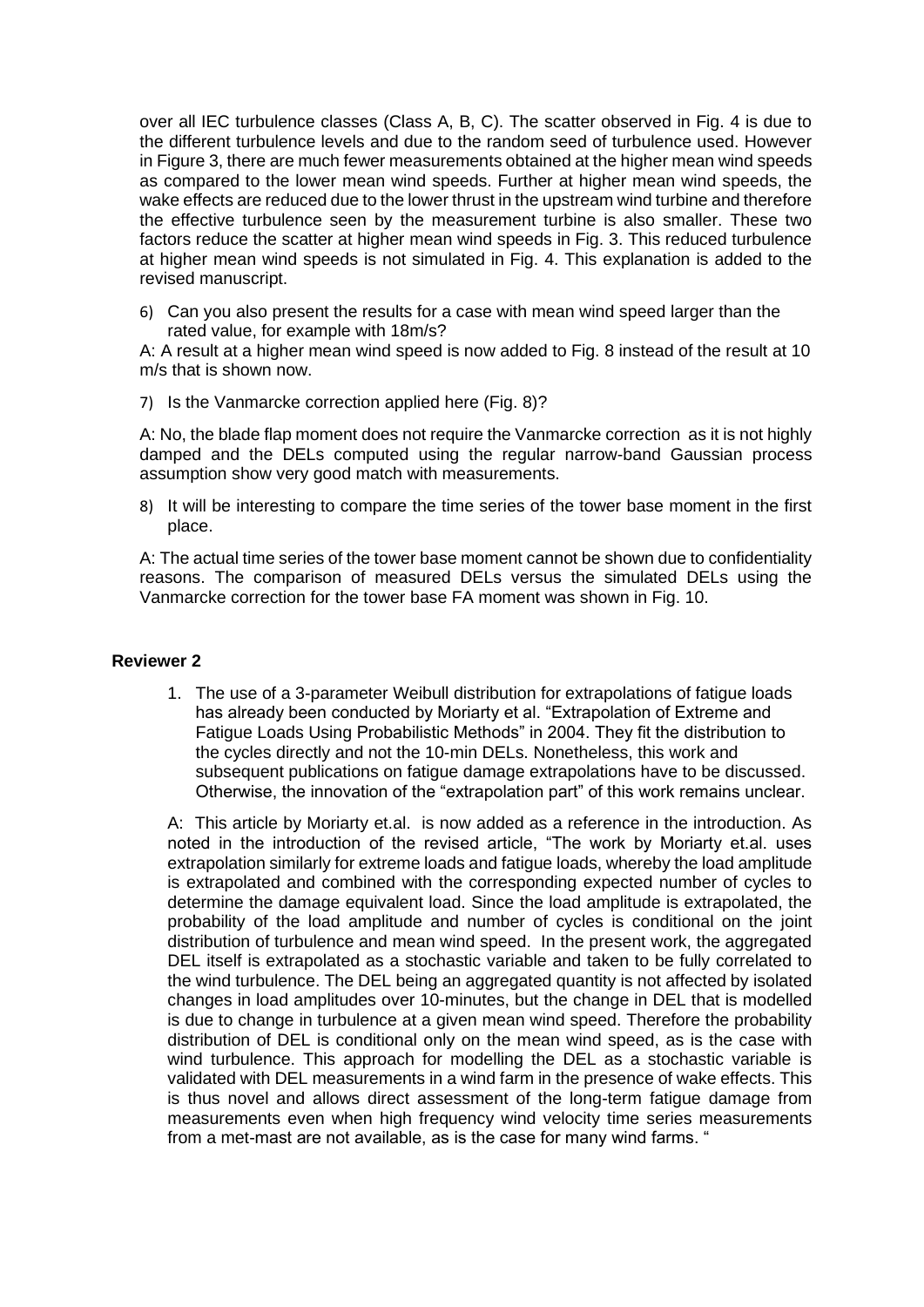over all IEC turbulence classes (Class A, B, C). The scatter observed in Fig. 4 is due to the different turbulence levels and due to the random seed of turbulence used. However in Figure 3, there are much fewer measurements obtained at the higher mean wind speeds as compared to the lower mean wind speeds. Further at higher mean wind speeds, the wake effects are reduced due to the lower thrust in the upstream wind turbine and therefore the effective turbulence seen by the measurement turbine is also smaller. These two factors reduce the scatter at higher mean wind speeds in Fig. 3. This reduced turbulence at higher mean wind speeds is not simulated in Fig. 4. This explanation is added to the revised manuscript.

6) Can you also present the results for a case with mean wind speed larger than the rated value, for example with 18m/s?

A: A result at a higher mean wind speed is now added to Fig. 8 instead of the result at 10 m/s that is shown now.

7) Is the Vanmarcke correction applied here (Fig. 8)?

A: No, the blade flap moment does not require the Vanmarcke correction as it is not highly damped and the DELs computed using the regular narrow-band Gaussian process assumption show very good match with measurements.

8) It will be interesting to compare the time series of the tower base moment in the first place.

A: The actual time series of the tower base moment cannot be shown due to confidentiality reasons. The comparison of measured DELs versus the simulated DELs using the Vanmarcke correction for the tower base FA moment was shown in Fig. 10.

## Reviewer 2

1. The use of a 3-parameter Weibull distribution for extrapolations of fatigue loads has already been conducted by Moriarty et al. "Extrapolation of Extreme and Fatigue Loads Using Probabilistic Methods" in 2004. They fit the distribution to the cycles directly and not the 10-min DELs. Nonetheless, this work and subsequent publications on fatigue damage extrapolations have to be discussed. Otherwise, the innovation of the "extrapolation part" of this work remains unclear.

A: This article by Moriarty et.al. is now added as a reference in the introduction. As noted in the introduction of the revised article, "The work by Moriarty et.al. uses extrapolation similarly for extreme loads and fatigue loads, whereby the load amplitude is extrapolated and combined with the corresponding expected number of cycles to determine the damage equivalent load. Since the load amplitude is extrapolated, the probability of the load amplitude and number of cycles is conditional on the joint distribution of turbulence and mean wind speed. In the present work, the aggregated DEL itself is extrapolated as a stochastic variable and taken to be fully correlated to the wind turbulence. The DEL being an aggregated quantity is not affected by isolated changes in load amplitudes over 10-minutes, but the change in DEL that is modelled is due to change in turbulence at a given mean wind speed. Therefore the probability distribution of DEL is conditional only on the mean wind speed, as is the case with wind turbulence. This approach for modelling the DEL as a stochastic variable is validated with DEL measurements in a wind farm in the presence of wake effects. This is thus novel and allows direct assessment of the long-term fatigue damage from measurements even when high frequency wind velocity time series measurements from a met-mast are not available, as is the case for many wind farms. "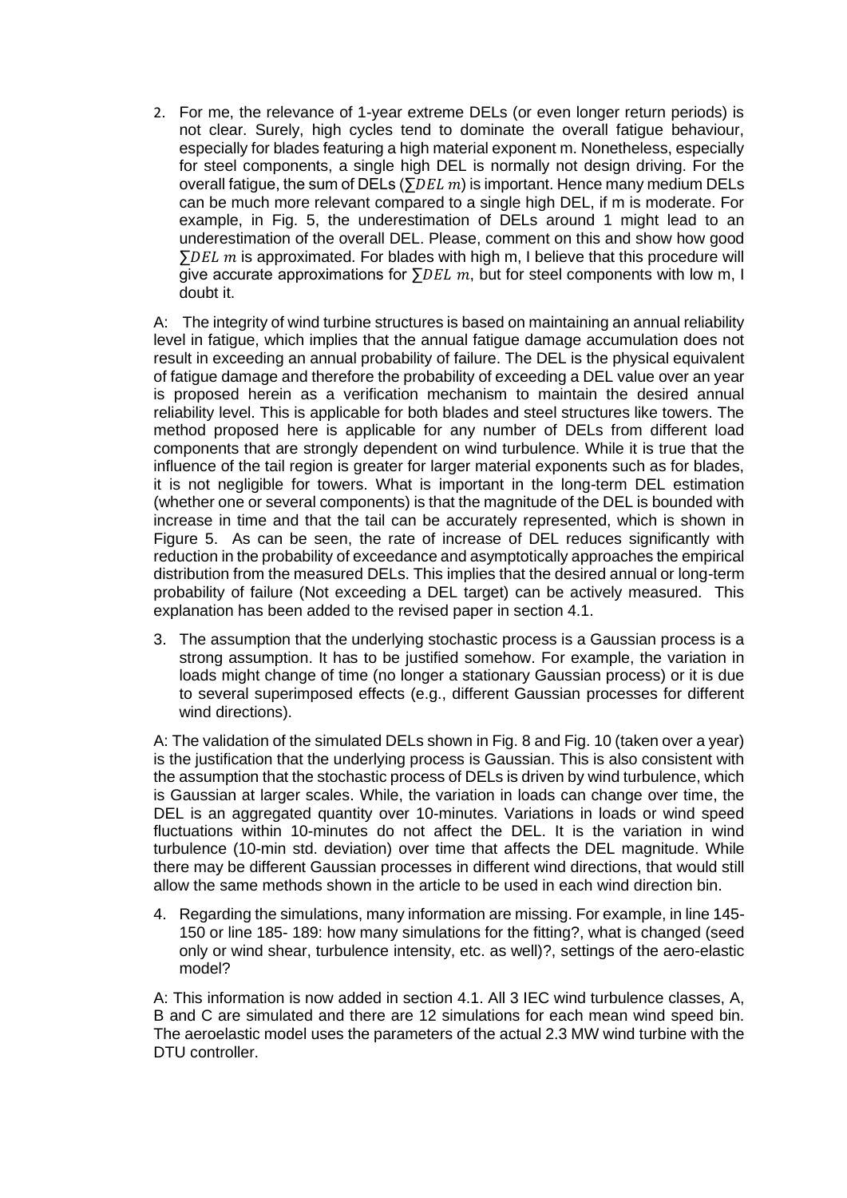2. For me, the relevance of 1-year extreme DELs (or even longer return periods) is not clear. Surely, high cycles tend to dominate the overall fatigue behaviour, especially for blades featuring a high material exponent m. Nonetheless, especially for steel components, a single high DEL is normally not design driving. For the overall fatigue, the sum of DELs ($\sum DEL\ m$) is important. Hence many medium DELs can be much more relevant compared to a single high DEL, if m is moderate. For example, in Fig. 5, the underestimation of DELs around 1 might lead to an underestimation of the overall DEL. Please, comment on this and show how good $\sum DEL\ m$ is approximated. For blades with high m, I believe that this procedure will give accurate approximations for $\sum DEL\ m$, but for steel components with low m, I doubt it.

A: The integrity of wind turbine structures is based on maintaining an annual reliability level in fatigue, which implies that the annual fatigue damage accumulation does not result in exceeding an annual probability of failure. The DEL is the physical equivalent of fatigue damage and therefore the probability of exceeding a DEL value over an year is proposed herein as a verification mechanism to maintain the desired annual reliability level. This is applicable for both blades and steel structures like towers. The method proposed here is applicable for any number of DELs from different load components that are strongly dependent on wind turbulence. While it is true that the influence of the tail region is greater for larger material exponents such as for blades, it is not negligible for towers. What is important in the long-term DEL estimation (whether one or several components) is that the magnitude of the DEL is bounded with increase in time and that the tail can be accurately represented, which is shown in Figure 5. As can be seen, the rate of increase of DEL reduces significantly with reduction in the probability of exceedance and asymptotically approaches the empirical distribution from the measured DELs. This implies that the desired annual or long-term probability of failure (Not exceeding a DEL target) can be actively measured. This explanation has been added to the revised paper in section 4.1.

3. The assumption that the underlying stochastic process is a Gaussian process is a strong assumption. It has to be justified somehow. For example, the variation in loads might change of time (no longer a stationary Gaussian process) or it is due to several superimposed effects (e.g., different Gaussian processes for different wind directions).

A: The validation of the simulated DELs shown in Fig. 8 and Fig. 10 (taken over a year) is the justification that the underlying process is Gaussian. This is also consistent with the assumption that the stochastic process of DELs is driven by wind turbulence, which is Gaussian at larger scales. While, the variation in loads can change over time, the DEL is an aggregated quantity over 10-minutes. Variations in loads or wind speed fluctuations within 10-minutes do not affect the DEL. It is the variation in wind turbulence (10-min std. deviation) over time that affects the DEL magnitude. While there may be different Gaussian processes in different wind directions, that would still allow the same methods shown in the article to be used in each wind direction bin.

4. Regarding the simulations, many information are missing. For example, in line 145-150 or line 185- 189: how many simulations for the fitting?, what is changed (seed only or wind shear, turbulence intensity, etc. as well)?, settings of the aero-elastic model?

A: This information is now added in section 4.1. All 3 IEC wind turbulence classes, A, B and C are simulated and there are 12 simulations for each mean wind speed bin. The aeroelastic model uses the parameters of the actual 2.3 MW wind turbine with the DTU controller.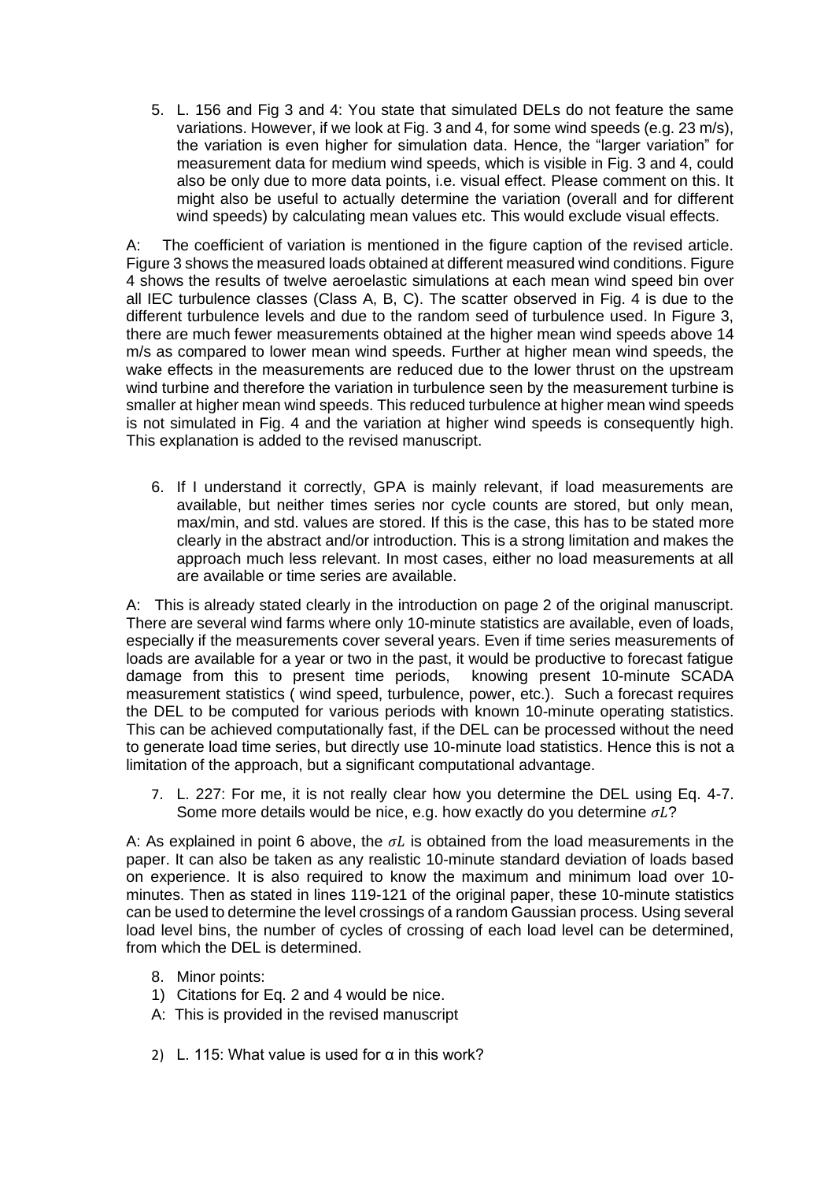5. L. 156 and Fig 3 and 4: You state that simulated DELs do not feature the same variations. However, if we look at Fig. 3 and 4, for some wind speeds (e.g. 23 m/s), the variation is even higher for simulation data. Hence, the "larger variation" for measurement data for medium wind speeds, which is visible in Fig. 3 and 4, could also be only due to more data points, i.e. visual effect. Please comment on this. It might also be useful to actually determine the variation (overall and for different wind speeds) by calculating mean values etc. This would exclude visual effects.

A: The coefficient of variation is mentioned in the figure caption of the revised article. Figure 3 shows the measured loads obtained at different measured wind conditions. Figure 4 shows the results of twelve aeroelastic simulations at each mean wind speed bin over all IEC turbulence classes (Class A, B, C). The scatter observed in Fig. 4 is due to the different turbulence levels and due to the random seed of turbulence used. In Figure 3, there are much fewer measurements obtained at the higher mean wind speeds above 14 m/s as compared to lower mean wind speeds. Further at higher mean wind speeds, the wake effects in the measurements are reduced due to the lower thrust on the upstream wind turbine and therefore the variation in turbulence seen by the measurement turbine is smaller at higher mean wind speeds. This reduced turbulence at higher mean wind speeds is not simulated in Fig. 4 and the variation at higher wind speeds is consequently high. This explanation is added to the revised manuscript.

6. If I understand it correctly, GPA is mainly relevant, if load measurements are available, but neither times series nor cycle counts are stored, but only mean, max/min, and std. values are stored. If this is the case, this has to be stated more clearly in the abstract and/or introduction. This is a strong limitation and makes the approach much less relevant. In most cases, either no load measurements at all are available or time series are available.

A: This is already stated clearly in the introduction on page 2 of the original manuscript. There are several wind farms where only 10-minute statistics are available, even of loads, especially if the measurements cover several years. Even if time series measurements of loads are available for a year or two in the past, it would be productive to forecast fatigue damage from this to present time periods, knowing present 10-minute SCADA measurement statistics ( wind speed, turbulence, power, etc.). Such a forecast requires the DEL to be computed for various periods with known 10-minute operating statistics. This can be achieved computationally fast, if the DEL can be processed without the need to generate load time series, but directly use 10-minute load statistics. Hence this is not a limitation of the approach, but a significant computational advantage.

7. L. 227: For me, it is not really clear how you determine the DEL using Eq. 4-7. Some more details would be nice, e.g. how exactly do you determine $\sigma L$?

A: As explained in point 6 above, the $\sigma L$ is obtained from the load measurements in the paper. It can also be taken as any realistic 10-minute standard deviation of loads based on experience. It is also required to know the maximum and minimum load over 10-minutes. Then as stated in lines 119-121 of the original paper, these 10-minute statistics can be used to determine the level crossings of a random Gaussian process. Using several load level bins, the number of cycles of crossing of each load level can be determined, from which the DEL is determined.

8. Minor points:

1) Citations for Eq. 2 and 4 would be nice.

A: This is provided in the revised manuscript

2) L. 115: What value is used for α in this work?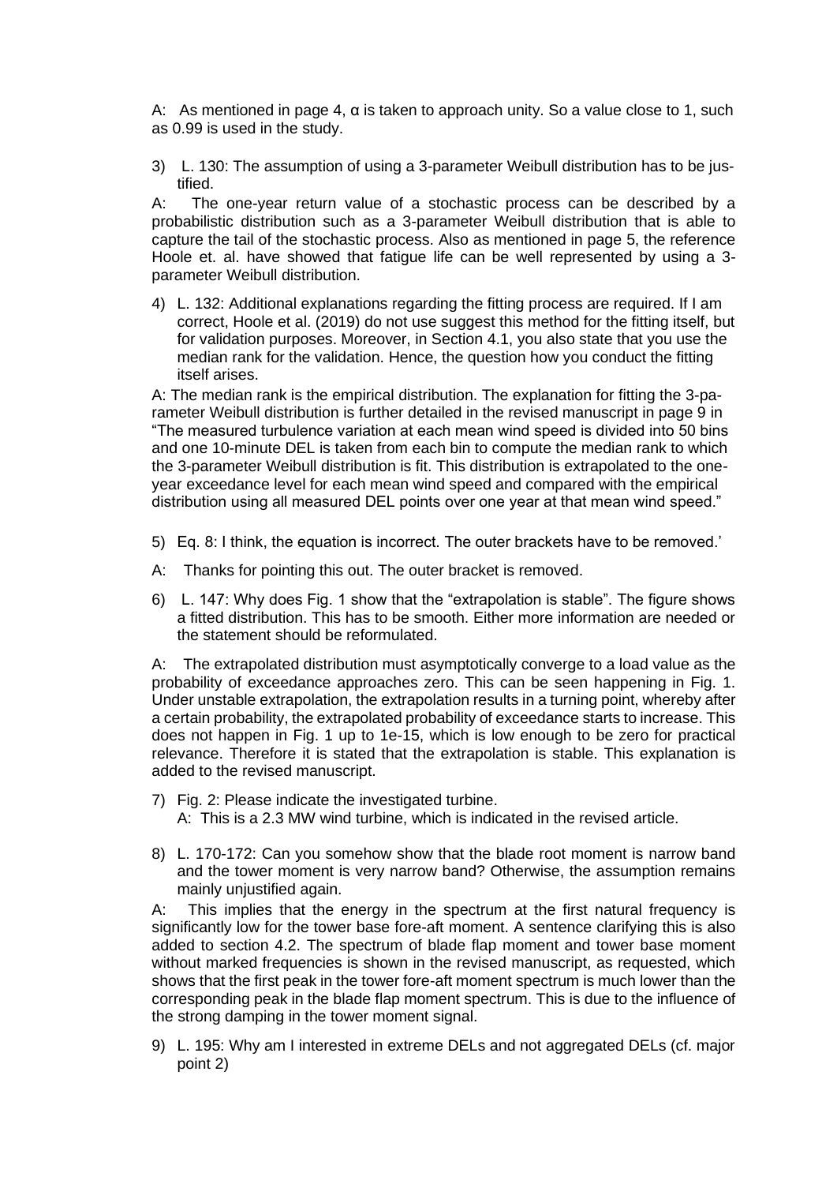A: As mentioned in page 4, $\alpha$ is taken to approach unity. So a value close to 1, such as 0.99 is used in the study.

3) L. 130: The assumption of using a 3-parameter Weibull distribution has to be justified.

A: The one-year return value of a stochastic process can be described by a probabilistic distribution such as a 3-parameter Weibull distribution that is able to capture the tail of the stochastic process. Also as mentioned in page 5, the reference Hoole et. al. have showed that fatigue life can be well represented by using a 3-parameter Weibull distribution.

4) L. 132: Additional explanations regarding the fitting process are required. If I am correct, Hoole et al. (2019) do not use suggest this method for the fitting itself, but for validation purposes. Moreover, in Section 4.1, you also state that you use the median rank for the validation. Hence, the question how you conduct the fitting itself arises.

A: The median rank is the empirical distribution. The explanation for fitting the 3-parameter Weibull distribution is further detailed in the revised manuscript in page 9 in "The measured turbulence variation at each mean wind speed is divided into 50 bins and one 10-minute DEL is taken from each bin to compute the median rank to which the 3-parameter Weibull distribution is fit. This distribution is extrapolated to the one-year exceedance level for each mean wind speed and compared with the empirical distribution using all measured DEL points over one year at that mean wind speed."

5) Eq. 8: I think, the equation is incorrect. The outer brackets have to be removed.'

A: Thanks for pointing this out. The outer bracket is removed.

6) L. 147: Why does Fig. 1 show that the "extrapolation is stable". The figure shows a fitted distribution. This has to be smooth. Either more information are needed or the statement should be reformulated.

A: The extrapolated distribution must asymptotically converge to a load value as the probability of exceedance approaches zero. This can be seen happening in Fig. 1. Under unstable extrapolation, the extrapolation results in a turning point, whereby after a certain probability, the extrapolated probability of exceedance starts to increase. This does not happen in Fig. 1 up to 1e-15, which is low enough to be zero for practical relevance. Therefore it is stated that the extrapolation is stable. This explanation is added to the revised manuscript.

7) Fig. 2: Please indicate the investigated turbine.
   A: This is a 2.3 MW wind turbine, which is indicated in the revised article.

8) L. 170-172: Can you somehow show that the blade root moment is narrow band and the tower moment is very narrow band? Otherwise, the assumption remains mainly unjustified again.

A: This implies that the energy in the spectrum at the first natural frequency is significantly low for the tower base fore-aft moment. A sentence clarifying this is also added to section 4.2. The spectrum of blade flap moment and tower base moment without marked frequencies is shown in the revised manuscript, as requested, which shows that the first peak in the tower fore-aft moment spectrum is much lower than the corresponding peak in the blade flap moment spectrum. This is due to the influence of the strong damping in the tower moment signal.

9) L. 195: Why am I interested in extreme DELs and not aggregated DELs (cf. major point 2)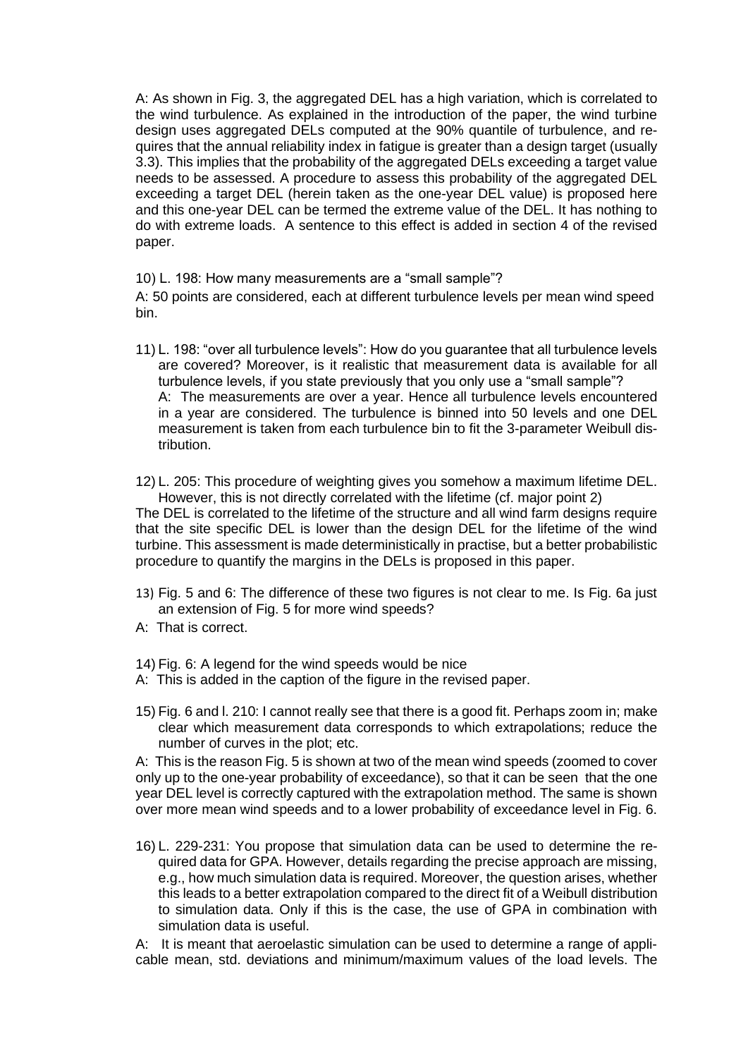A: As shown in Fig. 3, the aggregated DEL has a high variation, which is correlated to the wind turbulence. As explained in the introduction of the paper, the wind turbine design uses aggregated DELs computed at the 90% quantile of turbulence, and requires that the annual reliability index in fatigue is greater than a design target (usually 3.3). This implies that the probability of the aggregated DELs exceeding a target value needs to be assessed. A procedure to assess this probability of the aggregated DEL exceeding a target DEL (herein taken as the one-year DEL value) is proposed here and this one-year DEL can be termed the extreme value of the DEL. It has nothing to do with extreme loads. A sentence to this effect is added in section 4 of the revised paper.

10) L. 198: How many measurements are a “small sample”?

A: 50 points are considered, each at different turbulence levels per mean wind speed bin.

11) L. 198: “over all turbulence levels”: How do you guarantee that all turbulence levels are covered? Moreover, is it realistic that measurement data is available for all turbulence levels, if you state previously that you only use a “small sample”?
    A: The measurements are over a year. Hence all turbulence levels encountered in a year are considered. The turbulence is binned into 50 levels and one DEL measurement is taken from each turbulence bin to fit the 3-parameter Weibull distribution.

12) L. 205: This procedure of weighting gives you somehow a maximum lifetime DEL. However, this is not directly correlated with the lifetime (cf. major point 2)

The DEL is correlated to the lifetime of the structure and all wind farm designs require that the site specific DEL is lower than the design DEL for the lifetime of the wind turbine. This assessment is made deterministically in practise, but a better probabilistic procedure to quantify the margins in the DELs is proposed in this paper.

13) Fig. 5 and 6: The difference of these two figures is not clear to me. Is Fig. 6a just an extension of Fig. 5 for more wind speeds?

A: That is correct.

14) Fig. 6: A legend for the wind speeds would be nice

A: This is added in the caption of the figure in the revised paper.

15) Fig. 6 and l. 210: I cannot really see that there is a good fit. Perhaps zoom in; make clear which measurement data corresponds to which extrapolations; reduce the number of curves in the plot; etc.

A: This is the reason Fig. 5 is shown at two of the mean wind speeds (zoomed to cover only up to the one-year probability of exceedance), so that it can be seen that the one year DEL level is correctly captured with the extrapolation method. The same is shown over more mean wind speeds and to a lower probability of exceedance level in Fig. 6.

16) L. 229-231: You propose that simulation data can be used to determine the required data for GPA. However, details regarding the precise approach are missing, e.g., how much simulation data is required. Moreover, the question arises, whether this leads to a better extrapolation compared to the direct fit of a Weibull distribution to simulation data. Only if this is the case, the use of GPA in combination with simulation data is useful.

A: It is meant that aeroelastic simulation can be used to determine a range of applicable mean, std. deviations and minimum/maximum values of the load levels. The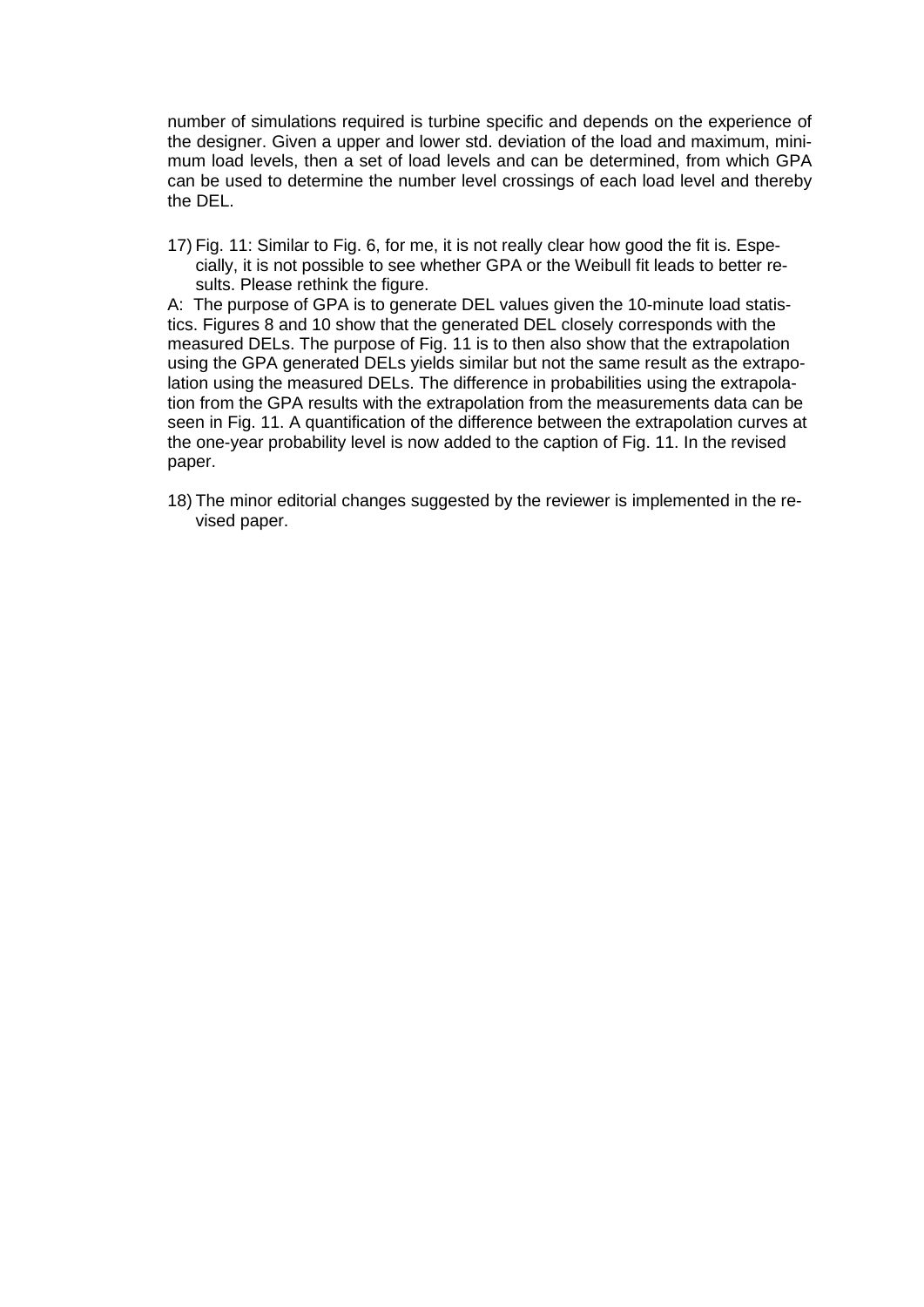number of simulations required is turbine specific and depends on the experience of the designer. Given a upper and lower std. deviation of the load and maximum, minimum load levels, then a set of load levels and can be determined, from which GPA can be used to determine the number level crossings of each load level and thereby the DEL.

17) Fig. 11: Similar to Fig. 6, for me, it is not really clear how good the fit is. Especially, it is not possible to see whether GPA or the Weibull fit leads to better results. Please rethink the figure.

A: The purpose of GPA is to generate DEL values given the 10-minute load statistics. Figures 8 and 10 show that the generated DEL closely corresponds with the measured DELs. The purpose of Fig. 11 is to then also show that the extrapolation using the GPA generated DELs yields similar but not the same result as the extrapolation using the measured DELs. The difference in probabilities using the extrapolation from the GPA results with the extrapolation from the measurements data can be seen in Fig. 11. A quantification of the difference between the extrapolation curves at the one-year probability level is now added to the caption of Fig. 11. In the revised paper.

18) The minor editorial changes suggested by the reviewer is implemented in the revised paper.